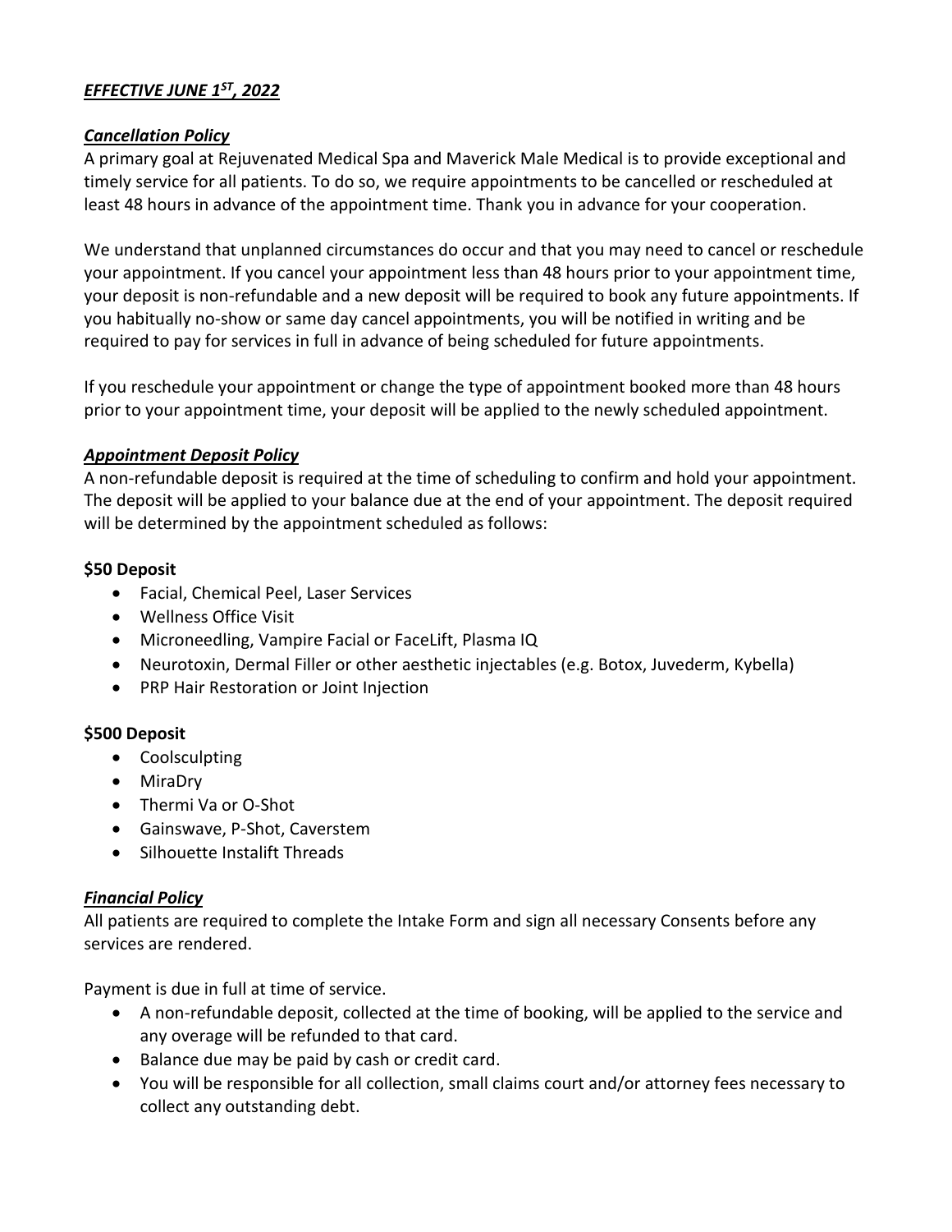***EFFECTIVE JUNE 1ST, 2022***

***Cancellation Policy***

A primary goal at Rejuvenated Medical Spa and Maverick Male Medical is to provide exceptional and timely service for all patients. To do so, we require appointments to be cancelled or rescheduled at least 48 hours in advance of the appointment time. Thank you in advance for your cooperation.

We understand that unplanned circumstances do occur and that you may need to cancel or reschedule your appointment. If you cancel your appointment less than 48 hours prior to your appointment time, your deposit is non-refundable and a new deposit will be required to book any future appointments. If you habitually no-show or same day cancel appointments, you will be notified in writing and be required to pay for services in full in advance of being scheduled for future appointments.

If you reschedule your appointment or change the type of appointment booked more than 48 hours prior to your appointment time, your deposit will be applied to the newly scheduled appointment.

***Appointment Deposit Policy***

A non-refundable deposit is required at the time of scheduling to confirm and hold your appointment. The deposit will be applied to your balance due at the end of your appointment. The deposit required will be determined by the appointment scheduled as follows:

**$50 Deposit**

- Facial, Chemical Peel, Laser Services
- Wellness Office Visit
- Microneedling, Vampire Facial or FaceLift, Plasma IQ
- Neurotoxin, Dermal Filler or other aesthetic injectables (e.g. Botox, Juvederm, Kybella)
- PRP Hair Restoration or Joint Injection

**$500 Deposit**

- Coolsculpting
- MiraDry
- Thermi Va or O-Shot
- Gainswave, P-Shot, Caverstem
- Silhouette Instalift Threads

***Financial Policy***

All patients are required to complete the Intake Form and sign all necessary Consents before any services are rendered.

Payment is due in full at time of service.

- A non-refundable deposit, collected at the time of booking, will be applied to the service and any overage will be refunded to that card.
- Balance due may be paid by cash or credit card.
- You will be responsible for all collection, small claims court and/or attorney fees necessary to collect any outstanding debt.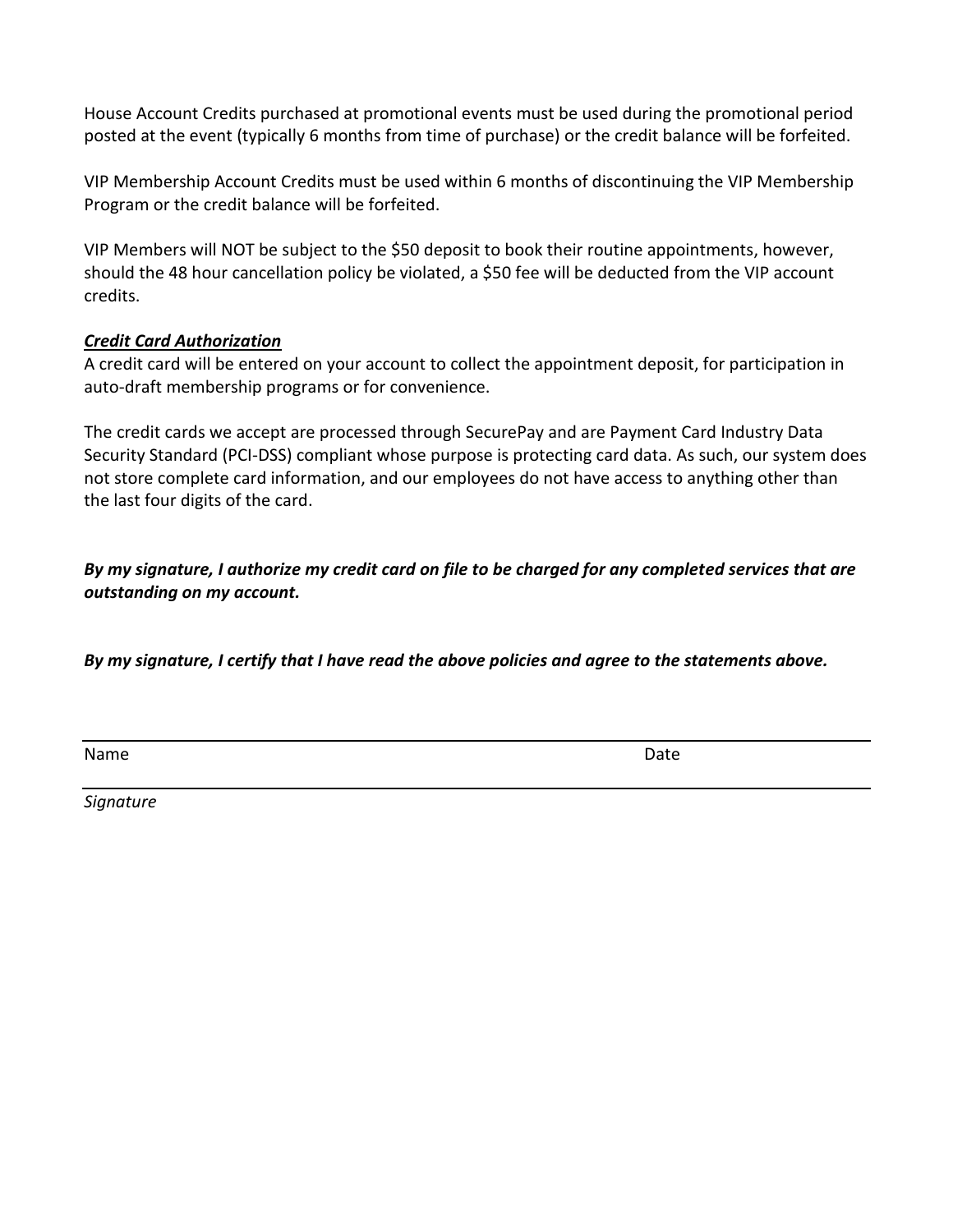House Account Credits purchased at promotional events must be used during the promotional period posted at the event (typically 6 months from time of purchase) or the credit balance will be forfeited.

VIP Membership Account Credits must be used within 6 months of discontinuing the VIP Membership Program or the credit balance will be forfeited.

VIP Members will NOT be subject to the $50 deposit to book their routine appointments, however, should the 48 hour cancellation policy be violated, a $50 fee will be deducted from the VIP account credits.

***Credit Card Authorization***

A credit card will be entered on your account to collect the appointment deposit, for participation in auto-draft membership programs or for convenience.

The credit cards we accept are processed through SecurePay and are Payment Card Industry Data Security Standard (PCI-DSS) compliant whose purpose is protecting card data. As such, our system does not store complete card information, and our employees do not have access to anything other than the last four digits of the card.

***By my signature, I authorize my credit card on file to be charged for any completed services that are outstanding on my account.***

***By my signature, I certify that I have read the above policies and agree to the statements above.***

Name Date

*Signature*